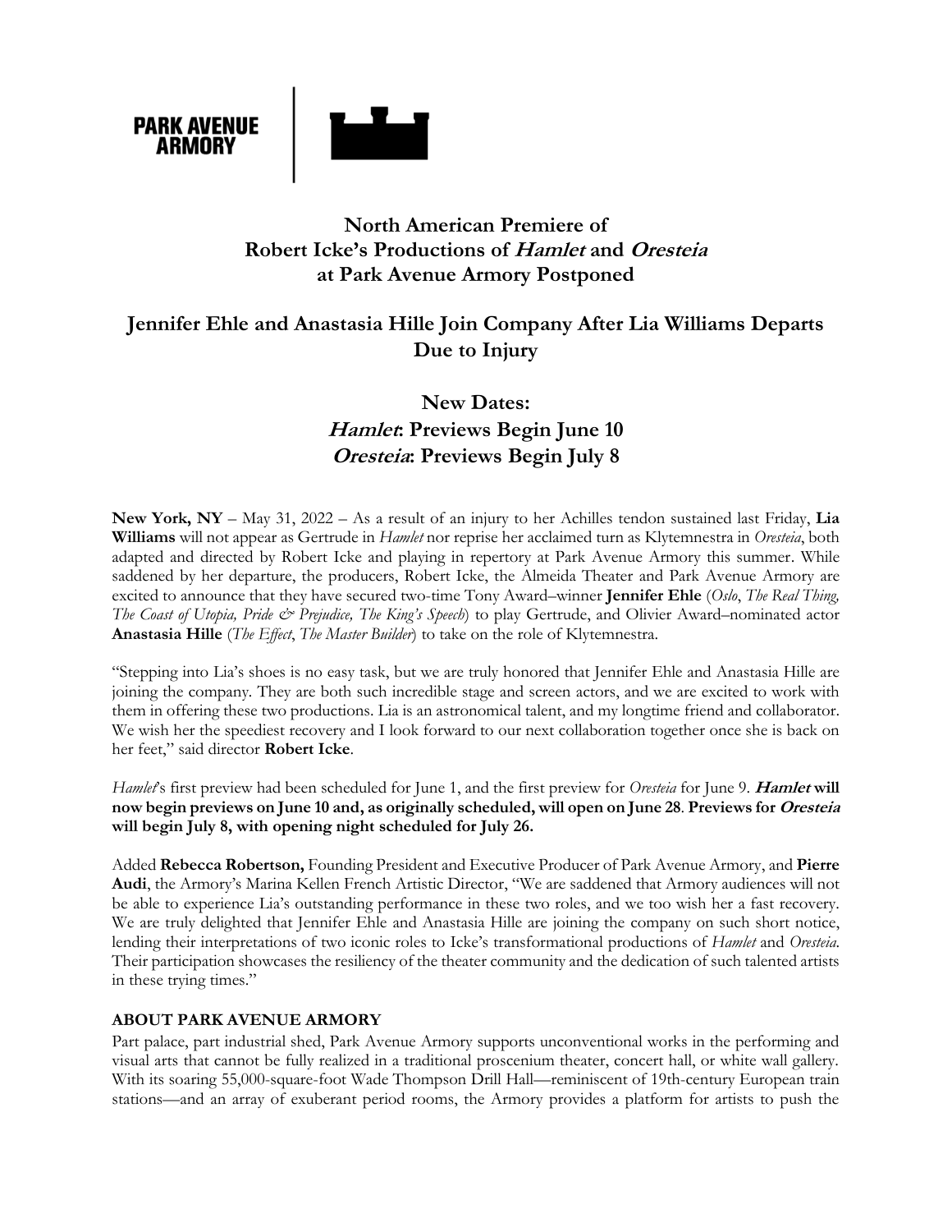PARK AVENUE ARMORY

# North American Premiere of Robert Icke's Productions of *Hamlet* and *Oresteia* at Park Avenue Armory Postponed

## Jennifer Ehle and Anastasia Hille Join Company After Lia Williams Departs Due to Injury

## New Dates: *Hamlet*: Previews Begin June 10 *Oresteia*: Previews Begin July 8

**New York, NY** – May 31, 2022 – As a result of an injury to her Achilles tendon sustained last Friday, **Lia Williams** will not appear as Gertrude in *Hamlet* nor reprise her acclaimed turn as Klytemnestra in *Oresteia*, both adapted and directed by Robert Icke and playing in repertory at Park Avenue Armory this summer. While saddened by her departure, the producers, Robert Icke, the Almeida Theater and Park Avenue Armory are excited to announce that they have secured two-time Tony Award–winner **Jennifer Ehle** (*Oslo*, *The Real Thing, The Coast of Utopia, Pride & Prejudice, The King's Speech*) to play Gertrude, and Olivier Award–nominated actor **Anastasia Hille** (*The Effect*, *The Master Builder*) to take on the role of Klytemnestra.

"Stepping into Lia's shoes is no easy task, but we are truly honored that Jennifer Ehle and Anastasia Hille are joining the company. They are both such incredible stage and screen actors, and we are excited to work with them in offering these two productions. Lia is an astronomical talent, and my longtime friend and collaborator. We wish her the speediest recovery and I look forward to our next collaboration together once she is back on her feet," said director **Robert Icke**.

*Hamlet*'s first preview had been scheduled for June 1, and the first preview for *Oresteia* for June 9. ***Hamlet* will now begin previews on June 10 and, as originally scheduled, will open on June 28**. **Previews for *Oresteia* will begin July 8, with opening night scheduled for July 26.**

Added **Rebecca Robertson,** Founding President and Executive Producer of Park Avenue Armory, and **Pierre Audi**, the Armory's Marina Kellen French Artistic Director, "We are saddened that Armory audiences will not be able to experience Lia's outstanding performance in these two roles, and we too wish her a fast recovery. We are truly delighted that Jennifer Ehle and Anastasia Hille are joining the company on such short notice, lending their interpretations of two iconic roles to Icke's transformational productions of *Hamlet* and *Oresteia*. Their participation showcases the resiliency of the theater community and the dedication of such talented artists in these trying times."

### ABOUT PARK AVENUE ARMORY

Part palace, part industrial shed, Park Avenue Armory supports unconventional works in the performing and visual arts that cannot be fully realized in a traditional proscenium theater, concert hall, or white wall gallery. With its soaring 55,000-square-foot Wade Thompson Drill Hall—reminiscent of 19th-century European train stations—and an array of exuberant period rooms, the Armory provides a platform for artists to push the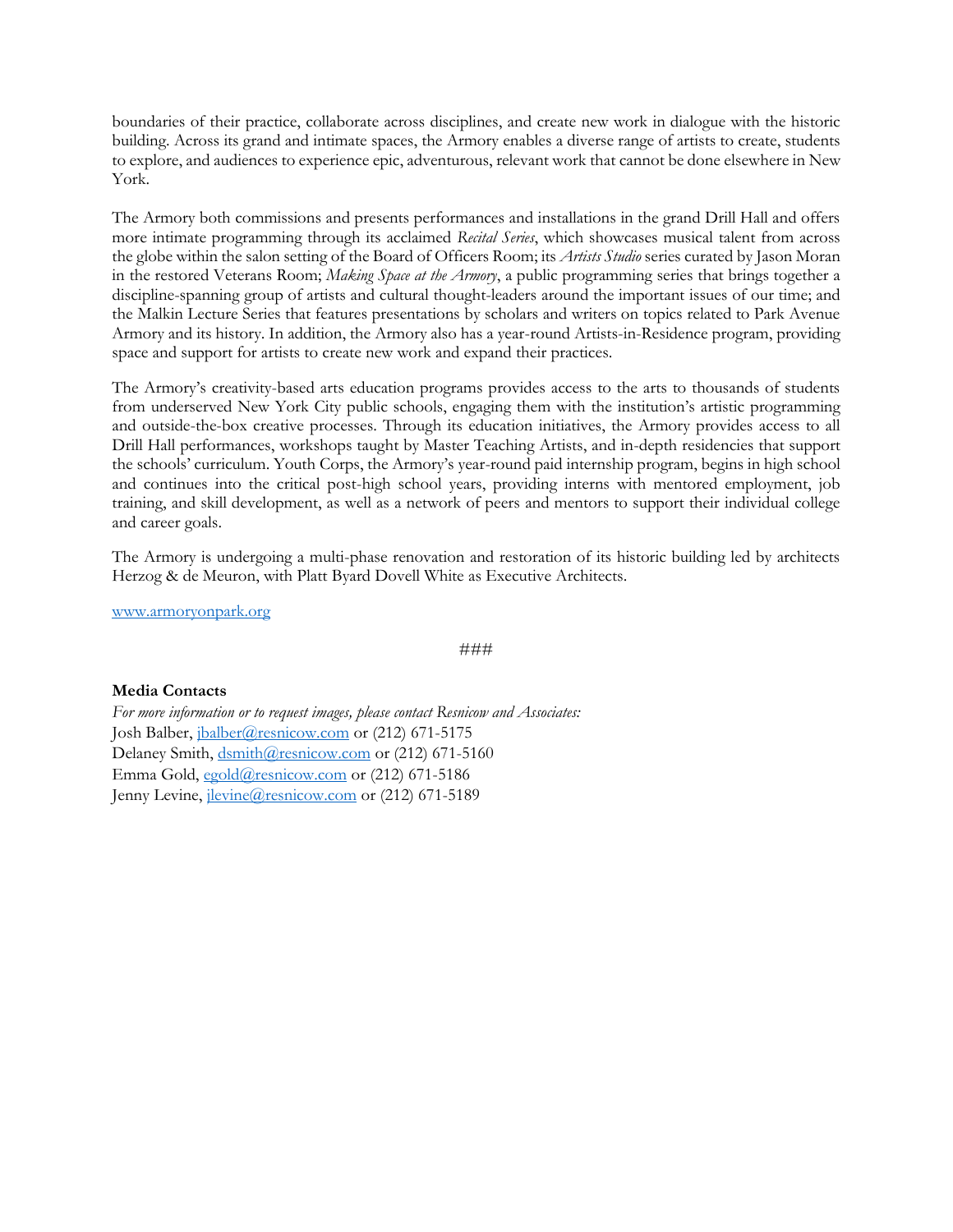boundaries of their practice, collaborate across disciplines, and create new work in dialogue with the historic building. Across its grand and intimate spaces, the Armory enables a diverse range of artists to create, students to explore, and audiences to experience epic, adventurous, relevant work that cannot be done elsewhere in New York.

The Armory both commissions and presents performances and installations in the grand Drill Hall and offers more intimate programming through its acclaimed *Recital Series*, which showcases musical talent from across the globe within the salon setting of the Board of Officers Room; its *Artists Studio* series curated by Jason Moran in the restored Veterans Room; *Making Space at the Armory*, a public programming series that brings together a discipline-spanning group of artists and cultural thought-leaders around the important issues of our time; and the Malkin Lecture Series that features presentations by scholars and writers on topics related to Park Avenue Armory and its history. In addition, the Armory also has a year-round Artists-in-Residence program, providing space and support for artists to create new work and expand their practices.

The Armory's creativity-based arts education programs provides access to the arts to thousands of students from underserved New York City public schools, engaging them with the institution's artistic programming and outside-the-box creative processes. Through its education initiatives, the Armory provides access to all Drill Hall performances, workshops taught by Master Teaching Artists, and in-depth residencies that support the schools' curriculum. Youth Corps, the Armory's year-round paid internship program, begins in high school and continues into the critical post-high school years, providing interns with mentored employment, job training, and skill development, as well as a network of peers and mentors to support their individual college and career goals.

The Armory is undergoing a multi-phase renovation and restoration of its historic building led by architects Herzog & de Meuron, with Platt Byard Dovell White as Executive Architects.

[www.armoryonpark.org](http://www.armoryonpark.org)

###

**Media Contacts**

*For more information or to request images, please contact Resnicow and Associates:*
Josh Balber, jbalber@resnicow.com or (212) 671-5175
Delaney Smith, dsmith@resnicow.com or (212) 671-5160
Emma Gold, egold@resnicow.com or (212) 671-5186
Jenny Levine, jlevine@resnicow.com or (212) 671-5189